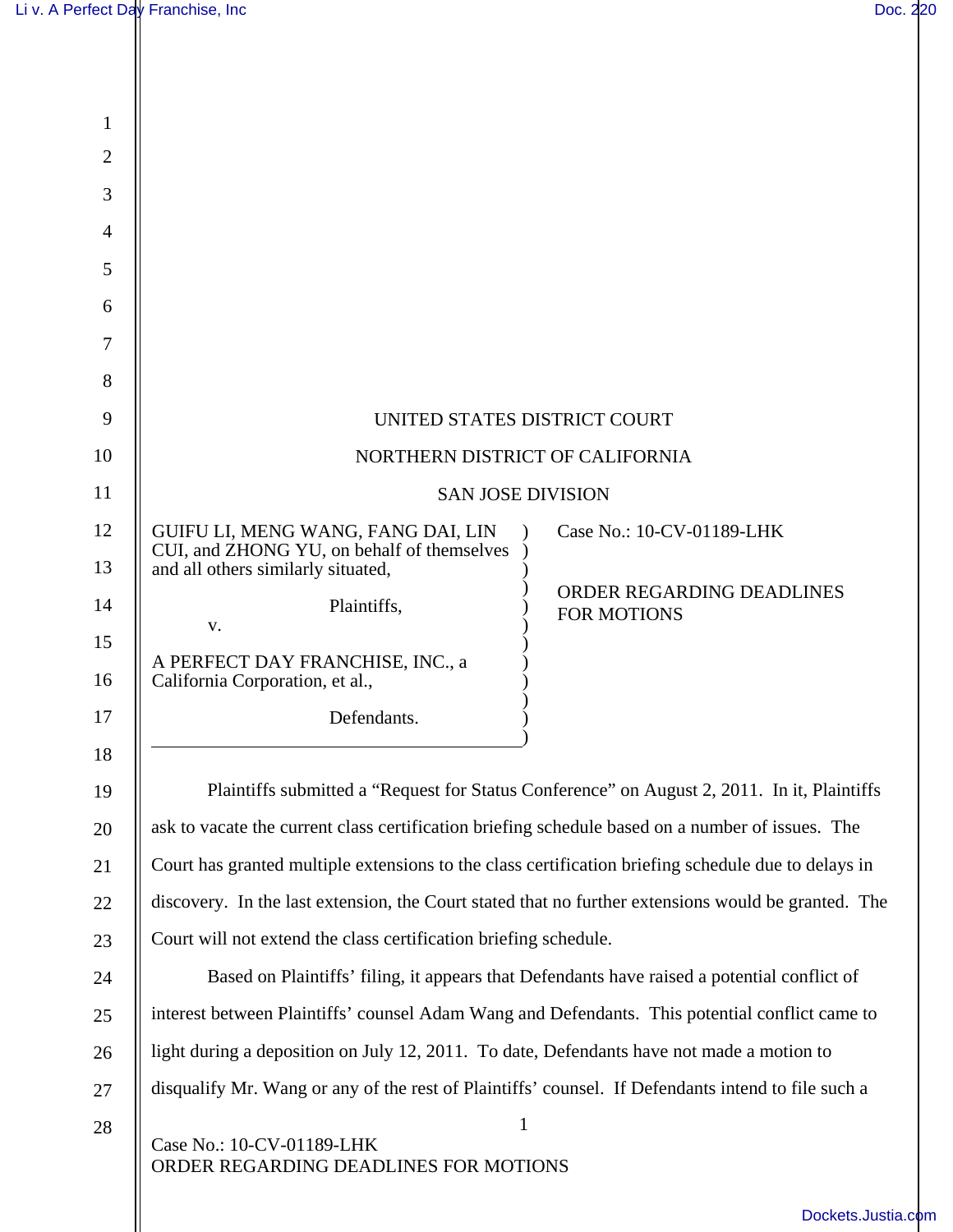UNITED STATES DISTRICT COURT

NORTHERN DISTRICT OF CALIFORNIA

SAN JOSE DIVISION

| | |
|---|---|
| GUIFU LI, MENG WANG, FANG DAI, LIN CUI, and ZHONG YU, on behalf of themselves and all others similarly situated,<br><br>Plaintiffs,<br><br>v.<br><br>A PERFECT DAY FRANCHISE, INC., a California Corporation, et al.,<br><br>Defendants. | Case No.: 10-CV-01189-LHK<br><br>ORDER REGARDING DEADLINES FOR MOTIONS |

Plaintiffs submitted a "Request for Status Conference" on August 2, 2011. In it, Plaintiffs ask to vacate the current class certification briefing schedule based on a number of issues. The Court has granted multiple extensions to the class certification briefing schedule due to delays in discovery. In the last extension, the Court stated that no further extensions would be granted. The Court will not extend the class certification briefing schedule.

Based on Plaintiffs' filing, it appears that Defendants have raised a potential conflict of interest between Plaintiffs' counsel Adam Wang and Defendants. This potential conflict came to light during a deposition on July 12, 2011. To date, Defendants have not made a motion to disqualify Mr. Wang or any of the rest of Plaintiffs' counsel. If Defendants intend to file such a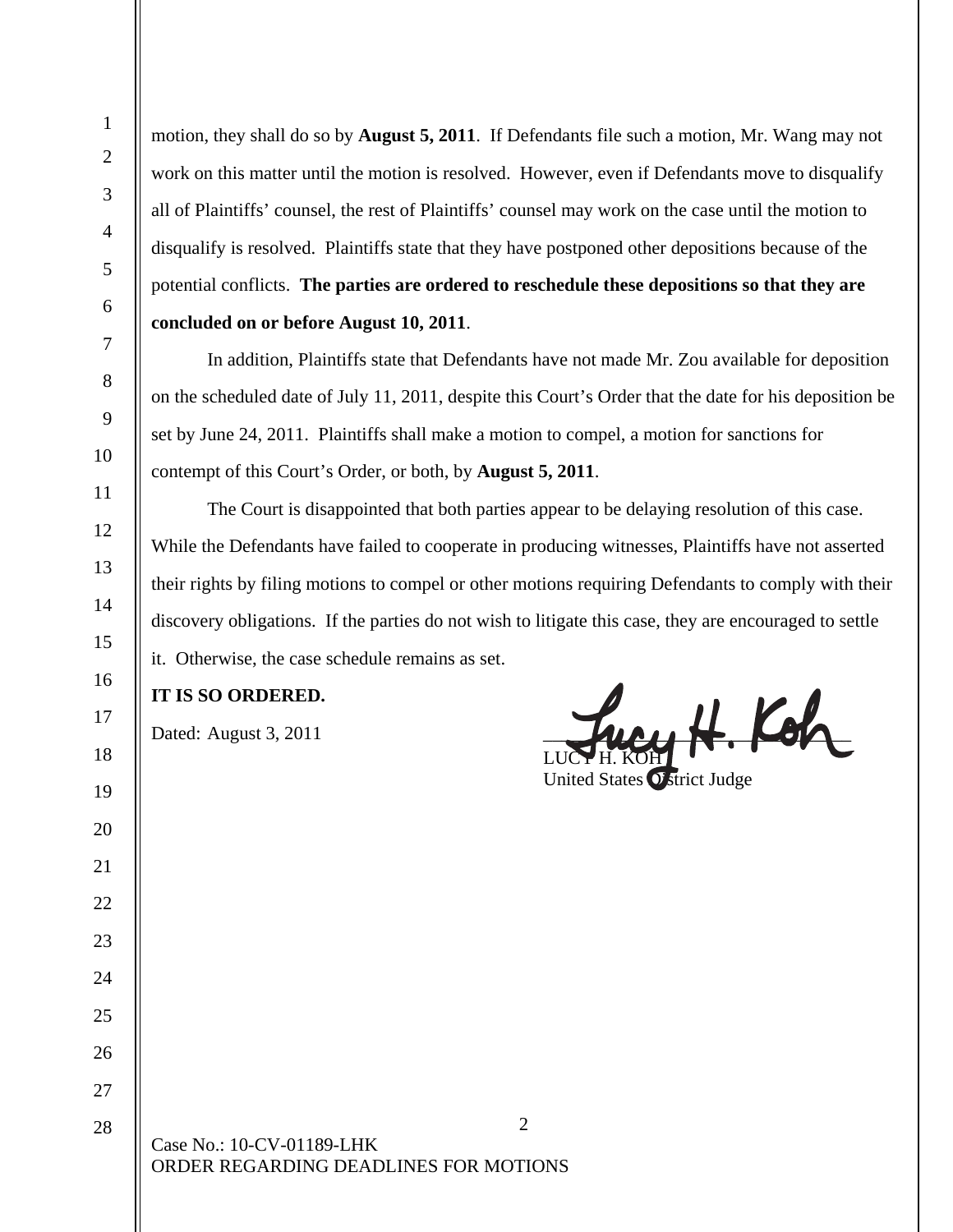motion, they shall do so by **August 5, 2011**. If Defendants file such a motion, Mr. Wang may not work on this matter until the motion is resolved. However, even if Defendants move to disqualify all of Plaintiffs' counsel, the rest of Plaintiffs' counsel may work on the case until the motion to disqualify is resolved. Plaintiffs state that they have postponed other depositions because of the potential conflicts. **The parties are ordered to reschedule these depositions so that they are concluded on or before August 10, 2011**.

In addition, Plaintiffs state that Defendants have not made Mr. Zou available for deposition on the scheduled date of July 11, 2011, despite this Court's Order that the date for his deposition be set by June 24, 2011. Plaintiffs shall make a motion to compel, a motion for sanctions for contempt of this Court's Order, or both, by **August 5, 2011**.

The Court is disappointed that both parties appear to be delaying resolution of this case. While the Defendants have failed to cooperate in producing witnesses, Plaintiffs have not asserted their rights by filing motions to compel or other motions requiring Defendants to comply with their discovery obligations. If the parties do not wish to litigate this case, they are encouraged to settle it. Otherwise, the case schedule remains as set.

**IT IS SO ORDERED.**

Dated: August 3, 2011

LUCY H. KOH
United States District Judge

Case No.: 10-CV-01189-LHK
ORDER REGARDING DEADLINES FOR MOTIONS